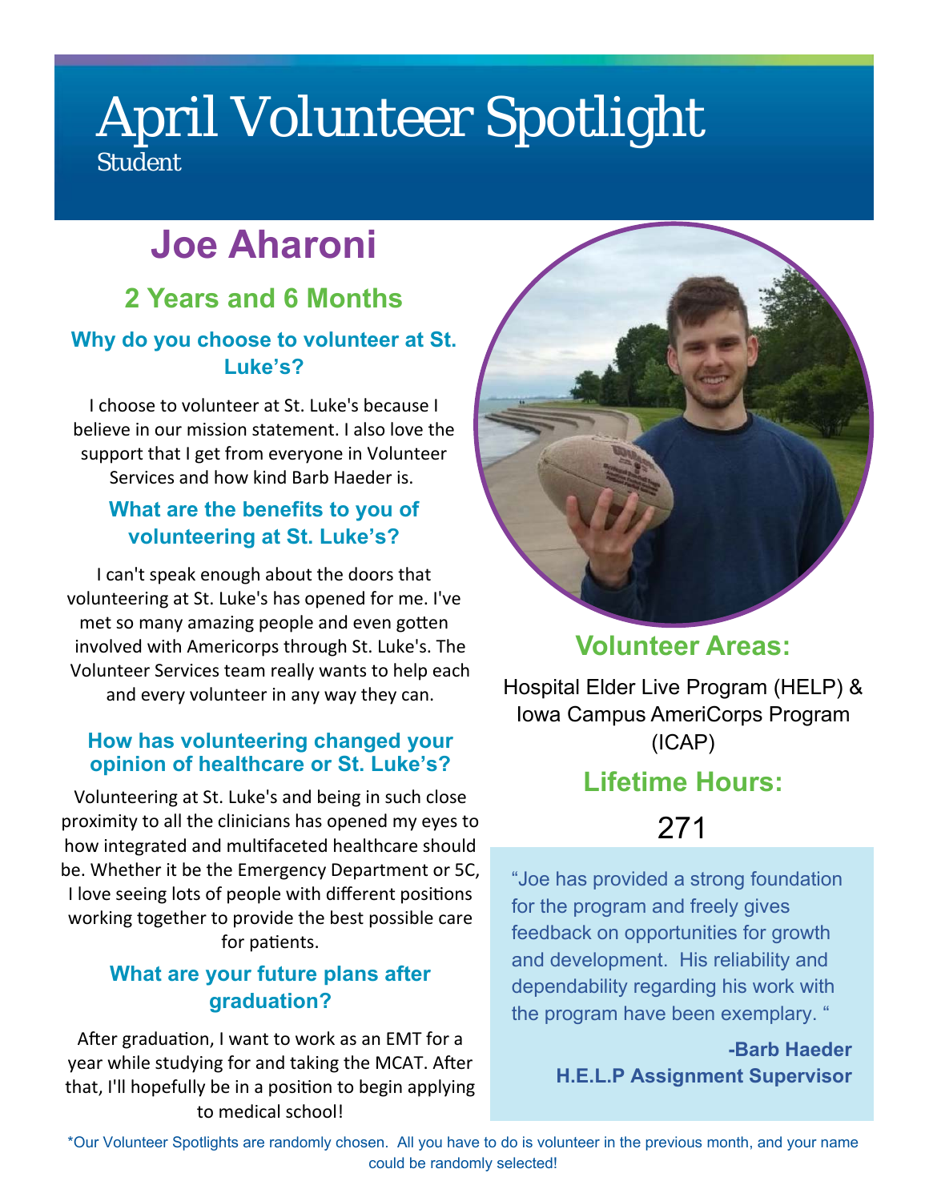# April Volunteer Spotlight

Student

## Joe Aharoni

### 2 Years and 6 Months

#### Why do you choose to volunteer at St. Luke's?

I choose to volunteer at St. Luke's because I believe in our mission statement. I also love the support that I get from everyone in Volunteer Services and how kind Barb Haeder is.

#### What are the benefits to you of volunteering at St. Luke's?

I can't speak enough about the doors that volunteering at St. Luke's has opened for me. I've met so many amazing people and even gotten involved with Americorps through St. Luke's. The Volunteer Services team really wants to help each and every volunteer in any way they can.

#### How has volunteering changed your opinion of healthcare or St. Luke's?

Volunteering at St. Luke's and being in such close proximity to all the clinicians has opened my eyes to how integrated and multifaceted healthcare should be. Whether it be the Emergency Department or 5C, I love seeing lots of people with different positions working together to provide the best possible care for patients.

#### What are your future plans after graduation?

After graduation, I want to work as an EMT for a year while studying for and taking the MCAT. After that, I'll hopefully be in a position to begin applying to medical school!

### Volunteer Areas:

Hospital Elder Live Program (HELP) & Iowa Campus AmeriCorps Program (ICAP)

### Lifetime Hours:

271

"Joe has provided a strong foundation for the program and freely gives feedback on opportunities for growth and development. His reliability and dependability regarding his work with the program have been exemplary. "

**-Barb Haeder**
**H.E.L.P Assignment Supervisor**

*Our Volunteer Spotlights are randomly chosen. All you have to do is volunteer in the previous month, and your name could be randomly selected!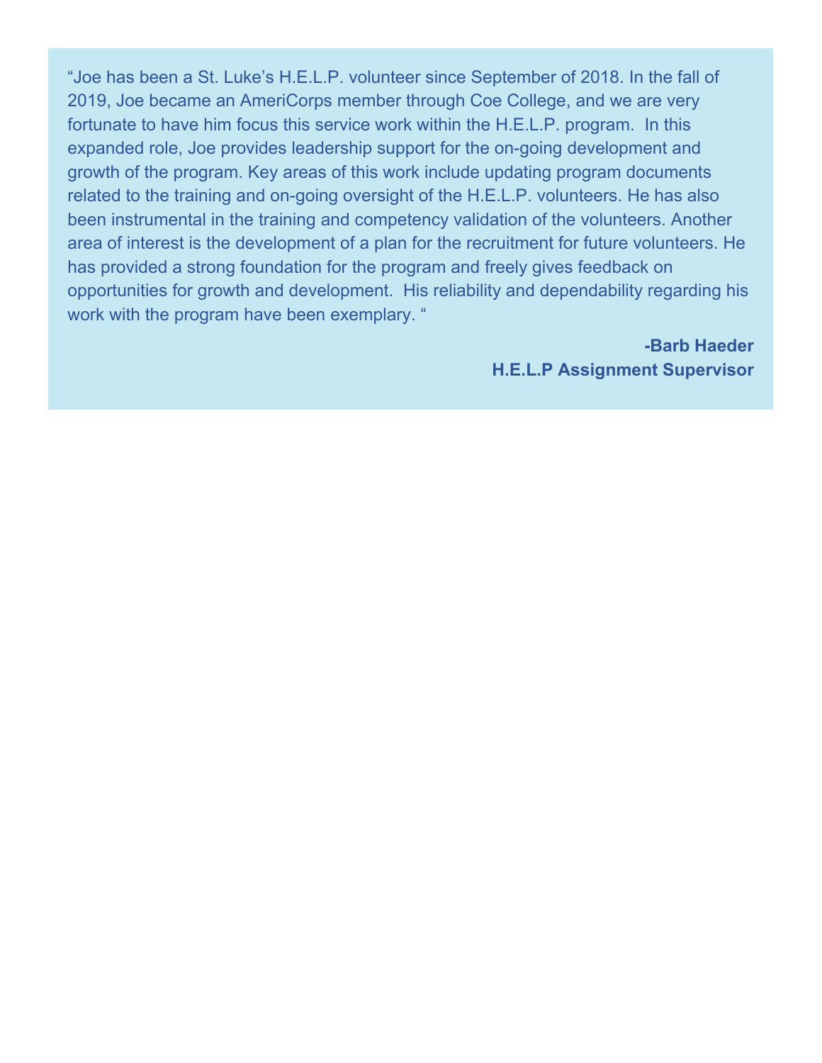"Joe has been a St. Luke's H.E.L.P. volunteer since September of 2018. In the fall of 2019, Joe became an AmeriCorps member through Coe College, and we are very fortunate to have him focus this service work within the H.E.L.P. program. In this expanded role, Joe provides leadership support for the on-going development and growth of the program. Key areas of this work include updating program documents related to the training and on-going oversight of the H.E.L.P. volunteers. He has also been instrumental in the training and competency validation of the volunteers. Another area of interest is the development of a plan for the recruitment for future volunteers. He has provided a strong foundation for the program and freely gives feedback on opportunities for growth and development. His reliability and dependability regarding his work with the program have been exemplary. "

**-Barb Haeder**
**H.E.L.P Assignment Supervisor**